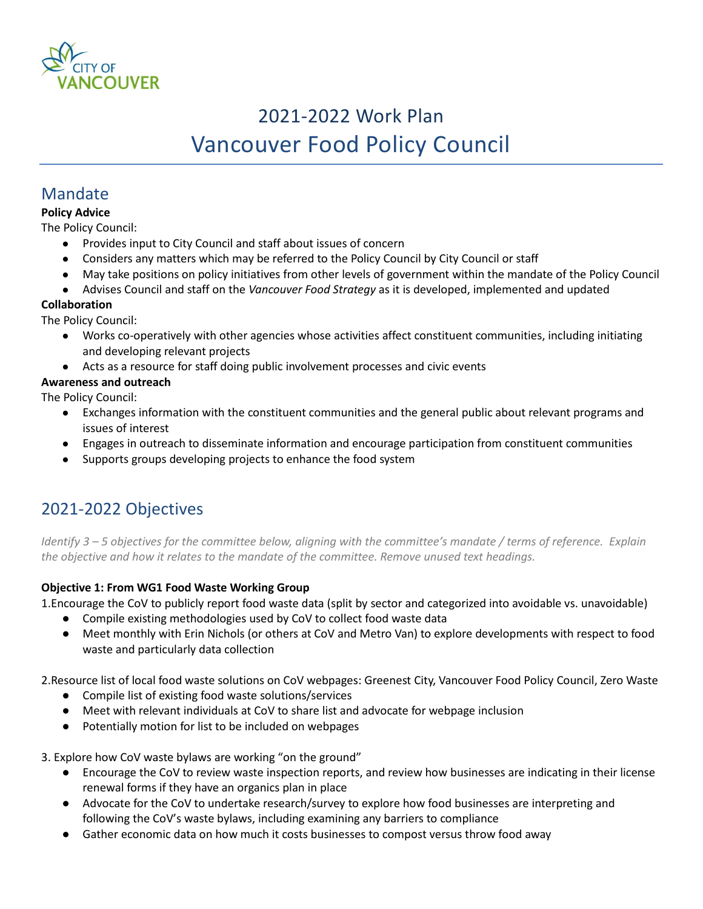# 2021-2022 Work Plan

# Vancouver Food Policy Council

## Mandate

**Policy Advice**

The Policy Council:

- Provides input to City Council and staff about issues of concern
- Considers any matters which may be referred to the Policy Council by City Council or staff
- May take positions on policy initiatives from other levels of government within the mandate of the Policy Council
- Advises Council and staff on the *Vancouver Food Strategy* as it is developed, implemented and updated

**Collaboration**

The Policy Council:

- Works co-operatively with other agencies whose activities affect constituent communities, including initiating and developing relevant projects
- Acts as a resource for staff doing public involvement processes and civic events

**Awareness and outreach**

The Policy Council:

- Exchanges information with the constituent communities and the general public about relevant programs and issues of interest
- Engages in outreach to disseminate information and encourage participation from constituent communities
- Supports groups developing projects to enhance the food system

## 2021-2022 Objectives

*Identify 3 – 5 objectives for the committee below, aligning with the committee's mandate / terms of reference. Explain the objective and how it relates to the mandate of the committee. Remove unused text headings.*

**Objective 1: From WG1 Food Waste Working Group**

1.Encourage the CoV to publicly report food waste data (split by sector and categorized into avoidable vs. unavoidable)

- Compile existing methodologies used by CoV to collect food waste data
- Meet monthly with Erin Nichols (or others at CoV and Metro Van) to explore developments with respect to food waste and particularly data collection

2.Resource list of local food waste solutions on CoV webpages: Greenest City, Vancouver Food Policy Council, Zero Waste

- Compile list of existing food waste solutions/services
- Meet with relevant individuals at CoV to share list and advocate for webpage inclusion
- Potentially motion for list to be included on webpages

3. Explore how CoV waste bylaws are working "on the ground"

- Encourage the CoV to review waste inspection reports, and review how businesses are indicating in their license renewal forms if they have an organics plan in place
- Advocate for the CoV to undertake research/survey to explore how food businesses are interpreting and following the CoV's waste bylaws, including examining any barriers to compliance
- Gather economic data on how much it costs businesses to compost versus throw food away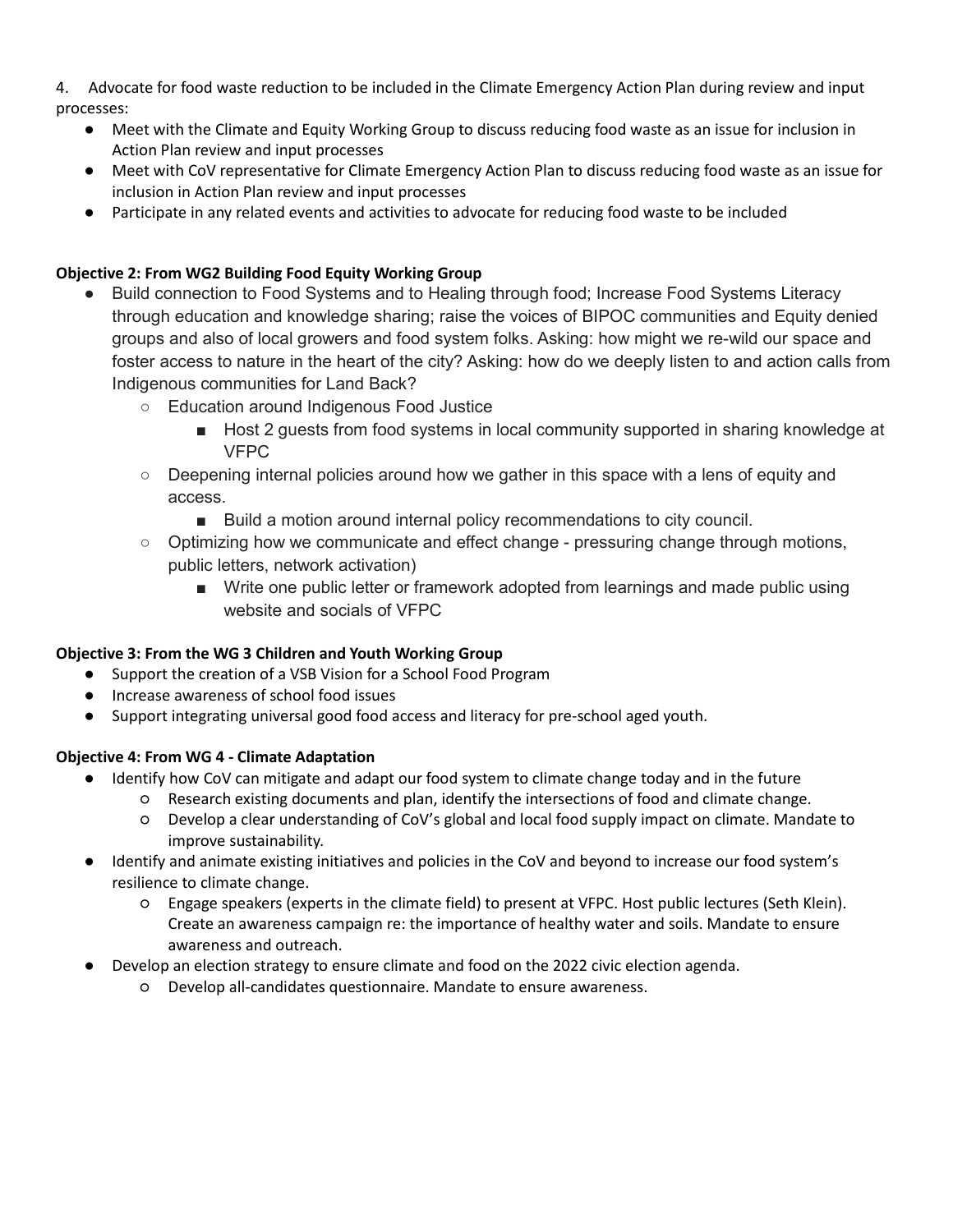4. Advocate for food waste reduction to be included in the Climate Emergency Action Plan during review and input processes:
   - Meet with the Climate and Equity Working Group to discuss reducing food waste as an issue for inclusion in Action Plan review and input processes
   - Meet with CoV representative for Climate Emergency Action Plan to discuss reducing food waste as an issue for inclusion in Action Plan review and input processes
   - Participate in any related events and activities to advocate for reducing food waste to be included

**Objective 2: From WG2 Building Food Equity Working Group**

- Build connection to Food Systems and to Healing through food; Increase Food Systems Literacy through education and knowledge sharing; raise the voices of BIPOC communities and Equity denied groups and also of local growers and food system folks. Asking: how might we re-wild our space and foster access to nature in the heart of the city? Asking: how do we deeply listen to and action calls from Indigenous communities for Land Back?
  - Education around Indigenous Food Justice
    - Host 2 guests from food systems in local community supported in sharing knowledge at VFPC
  - Deepening internal policies around how we gather in this space with a lens of equity and access.
    - Build a motion around internal policy recommendations to city council.
  - Optimizing how we communicate and effect change - pressuring change through motions, public letters, network activation)
    - Write one public letter or framework adopted from learnings and made public using website and socials of VFPC

**Objective 3: From the WG 3 Children and Youth Working Group**

- Support the creation of a VSB Vision for a School Food Program
- Increase awareness of school food issues
- Support integrating universal good food access and literacy for pre-school aged youth.

**Objective 4: From WG 4 - Climate Adaptation**

- Identify how CoV can mitigate and adapt our food system to climate change today and in the future
  - Research existing documents and plan, identify the intersections of food and climate change.
  - Develop a clear understanding of CoV's global and local food supply impact on climate. Mandate to improve sustainability.
- Identify and animate existing initiatives and policies in the CoV and beyond to increase our food system's resilience to climate change.
  - Engage speakers (experts in the climate field) to present at VFPC. Host public lectures (Seth Klein). Create an awareness campaign re: the importance of healthy water and soils. Mandate to ensure awareness and outreach.
- Develop an election strategy to ensure climate and food on the 2022 civic election agenda.
  - Develop all-candidates questionnaire. Mandate to ensure awareness.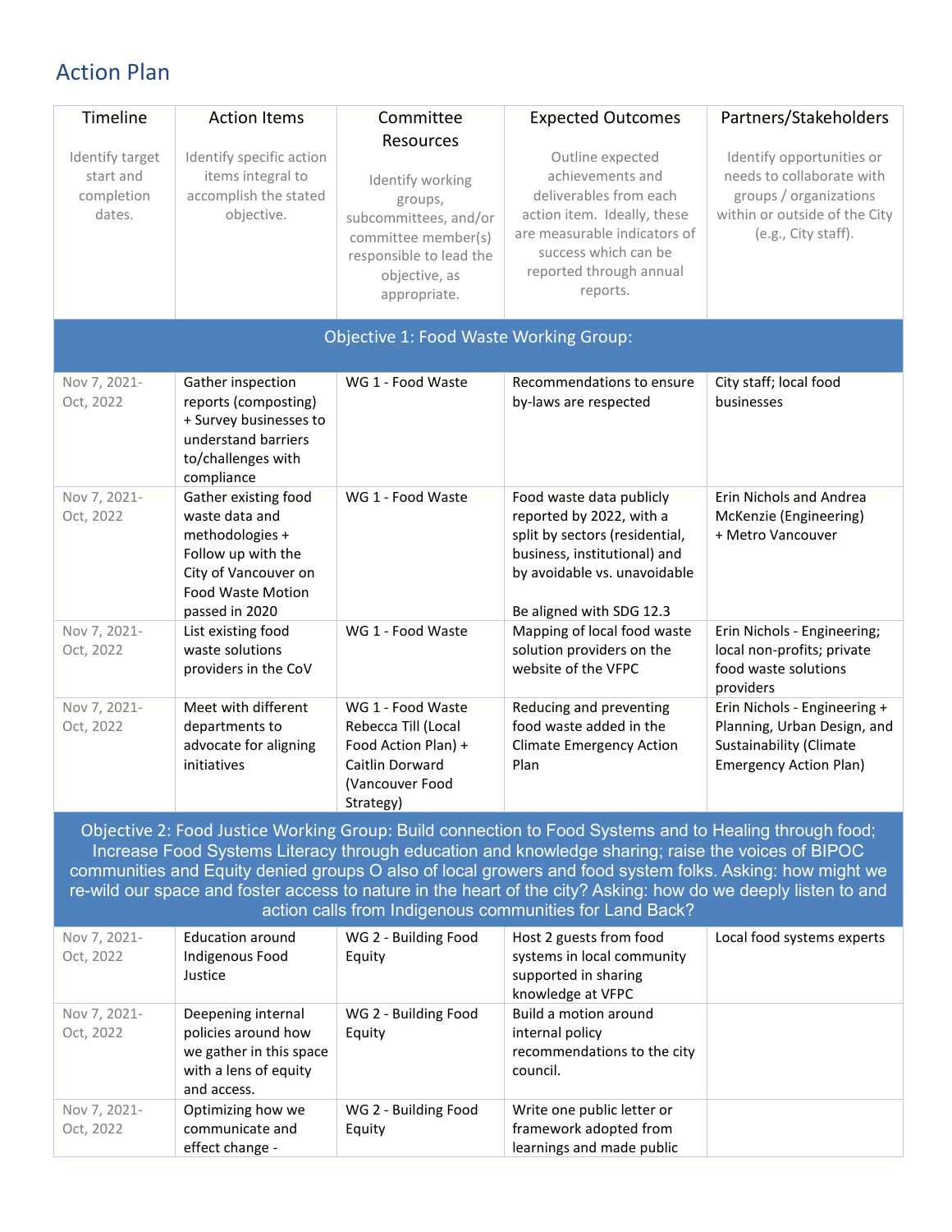## Action Plan

| Timeline<br><br>Identify target start and completion dates. | Action Items<br><br>Identify specific action items integral to accomplish the stated objective. | Committee Resources<br><br>Identify working groups, subcommittees, and/or committee member(s) responsible to lead the objective, as appropriate. | Expected Outcomes<br><br>Outline expected achievements and deliverables from each action item. Ideally, these are measurable indicators of success which can be reported through annual reports. | Partners/Stakeholders<br><br>Identify opportunities or needs to collaborate with groups / organizations within or outside of the City (e.g., City staff). |
|---|---|---|---|---|
| **Objective 1: Food Waste Working Group:** | | | | |
| Nov 7, 2021-Oct, 2022 | Gather inspection reports (composting) + Survey businesses to understand barriers to/challenges with compliance | WG 1 - Food Waste | Recommendations to ensure by-laws are respected | City staff; local food businesses |
| Nov 7, 2021-Oct, 2022 | Gather existing food waste data and methodologies + Follow up with the City of Vancouver on Food Waste Motion passed in 2020 | WG 1 - Food Waste | Food waste data publicly reported by 2022, with a split by sectors (residential, business, institutional) and by avoidable vs. unavoidable<br><br>Be aligned with SDG 12.3 | Erin Nichols and Andrea McKenzie (Engineering) + Metro Vancouver |
| Nov 7, 2021-Oct, 2022 | List existing food waste solutions providers in the CoV | WG 1 - Food Waste | Mapping of local food waste solution providers on the website of the VFPC | Erin Nichols - Engineering; local non-profits; private food waste solutions providers |
| Nov 7, 2021-Oct, 2022 | Meet with different departments to advocate for aligning initiatives | WG 1 - Food Waste Rebecca Till (Local Food Action Plan) + Caitlin Dorward (Vancouver Food Strategy) | Reducing and preventing food waste added in the Climate Emergency Action Plan | Erin Nichols - Engineering + Planning, Urban Design, and Sustainability (Climate Emergency Action Plan) |
| **Objective 2: Food Justice Working Group: Build connection to Food Systems and to Healing through food; Increase Food Systems Literacy through education and knowledge sharing; raise the voices of BIPOC communities and Equity denied groups O also of local growers and food system folks. Asking: how might we re-wild our space and foster access to nature in the heart of the city? Asking: how do we deeply listen to and action calls from Indigenous communities for Land Back?** | | | | |
| Nov 7, 2021-Oct, 2022 | Education around Indigenous Food Justice | WG 2 - Building Food Equity | Host 2 guests from food systems in local community supported in sharing knowledge at VFPC | Local food systems experts |
| Nov 7, 2021-Oct, 2022 | Deepening internal policies around how we gather in this space with a lens of equity and access. | WG 2 - Building Food Equity | Build a motion around internal policy recommendations to the city council. | |
| Nov 7, 2021-Oct, 2022 | Optimizing how we communicate and effect change - | WG 2 - Building Food Equity | Write one public letter or framework adopted from learnings and made public | |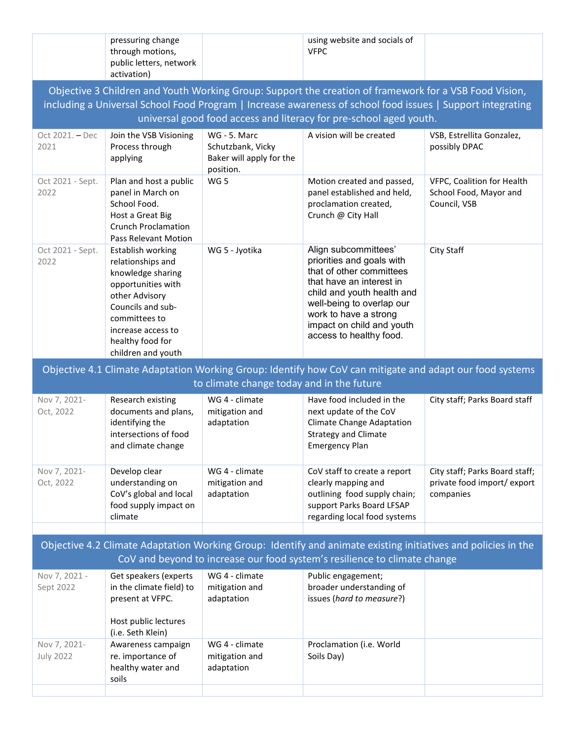| | pressuring change through motions, public letters, network activation) | | using website and socials of VFPC | |
|---|---|---|---|---|
| **Objective 3 Children and Youth Working Group: Support the creation of framework for a VSB Food Vision, including a Universal School Food Program \| Increase awareness of school food issues \| Support integrating universal good food access and literacy for pre-school aged youth.** | | | | |
| Oct 2021. – Dec 2021 | Join the VSB Visioning Process through applying | WG - 5. Marc Schutzbank, Vicky Baker will apply for the position. | A vision will be created | VSB, Estrellita Gonzalez, possibly DPAC |
| Oct 2021 - Sept. 2022 | Plan and host a public panel in March on School Food.<br>Host a Great Big Crunch Proclamation<br>Pass Relevant Motion | WG 5 | Motion created and passed, panel established and held, proclamation created, Crunch @ City Hall | VFPC, Coalition for Health School Food, Mayor and Council, VSB |
| Oct 2021 - Sept. 2022 | Establish working relationships and knowledge sharing opportunities with other Advisory Councils and sub-committees to increase access to healthy food for children and youth | WG 5 - Jyotika | Align subcommittees' priorities and goals with that of other committees that have an interest in child and youth health and well-being to overlap our work to have a strong impact on child and youth access to healthy food. | City Staff |
| **Objective 4.1 Climate Adaptation Working Group: Identify how CoV can mitigate and adapt our food systems to climate change today and in the future** | | | | |
| Nov 7, 2021- Oct, 2022 | Research existing documents and plans, identifying the intersections of food and climate change | WG 4 - climate mitigation and adaptation | Have food included in the next update of the CoV Climate Change Adaptation Strategy and Climate Emergency Plan | City staff; Parks Board staff |
| Nov 7, 2021- Oct, 2022 | Develop clear understanding on CoV's global and local food supply impact on climate | WG 4 - climate mitigation and adaptation | CoV staff to create a report clearly mapping and outlining food supply chain; support Parks Board LFSAP regarding local food systems | City staff; Parks Board staff; private food import/ export companies |
| | | | | |
| **Objective 4.2 Climate Adaptation Working Group: Identify and animate existing initiatives and policies in the CoV and beyond to increase our food system's resilience to climate change** | | | | |
| Nov 7, 2021 - Sept 2022 | Get speakers (experts in the climate field) to present at VFPC.<br><br>Host public lectures (i.e. Seth Klein) | WG 4 - climate mitigation and adaptation | Public engagement; broader understanding of issues (*hard to measure*?) | |
| Nov 7, 2021- July 2022 | Awareness campaign re. importance of healthy water and soils | WG 4 - climate mitigation and adaptation | Proclamation (i.e. World Soils Day) | |
| | | | | |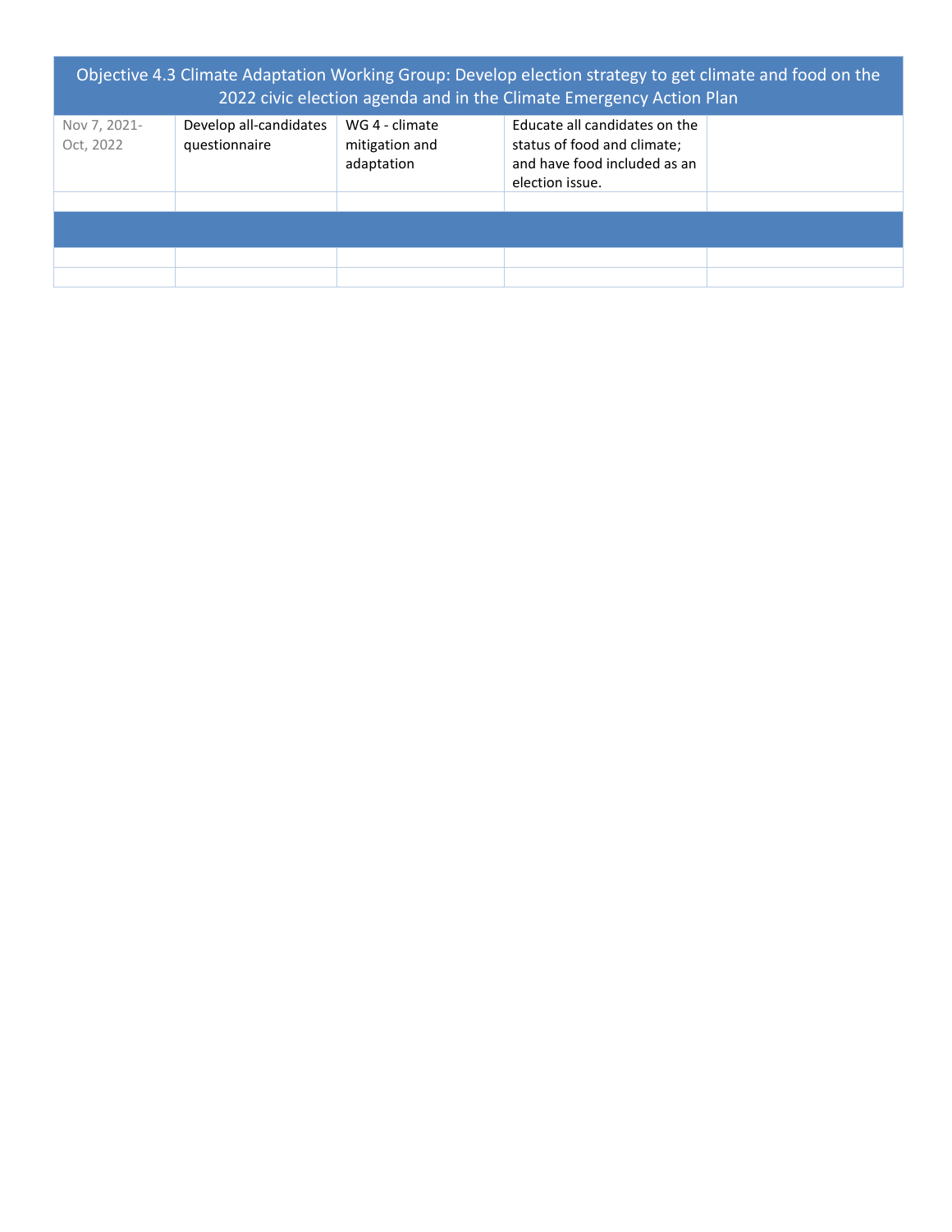| Objective 4.3 Climate Adaptation Working Group: Develop election strategy to get climate and food on the 2022 civic election agenda and in the Climate Emergency Action Plan | | | | |
|---|---|---|---|---|
| Nov 7, 2021-Oct, 2022 | Develop all-candidates questionnaire | WG 4 - climate mitigation and adaptation | Educate all candidates on the status of food and climate; and have food included as an election issue. | |
| | | | | |
| | | | | |
| | | | | |
| | | | | |